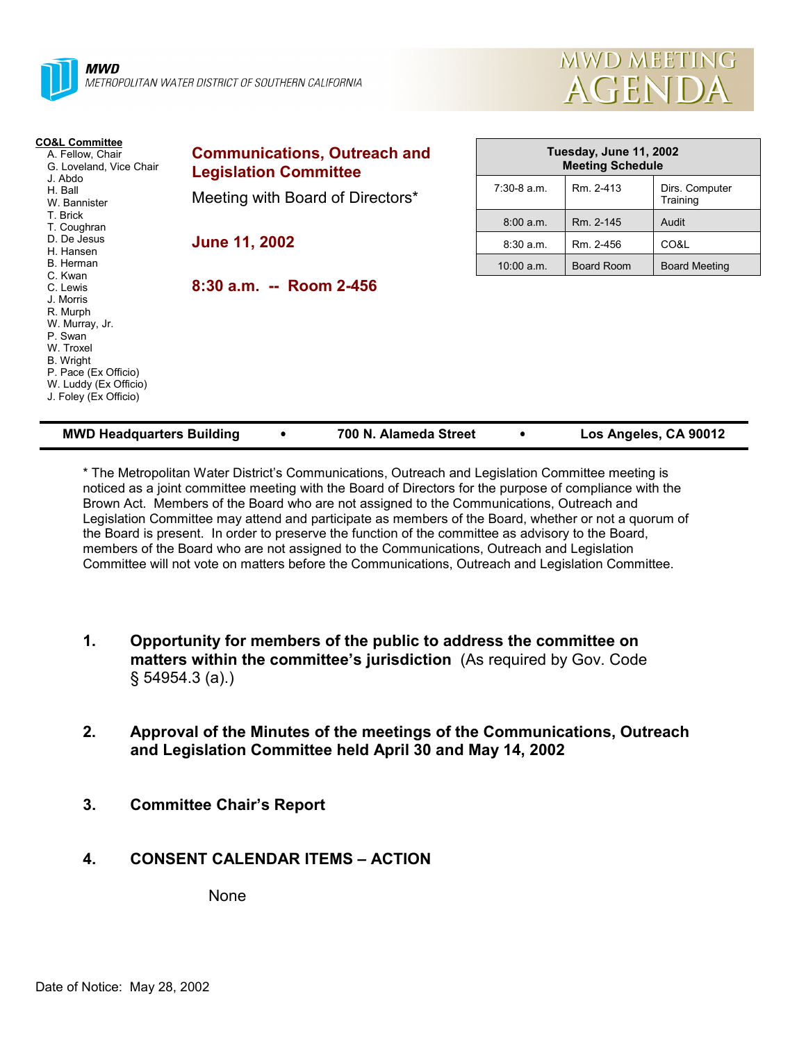**MWD**
*METROPOLITAN WATER DISTRICT OF SOUTHERN CALIFORNIA*

# MWD MEETING AGENDA

**CO&L Committee**
- A. Fellow, Chair
- G. Loveland, Vice Chair
- J. Abdo
- H. Ball
- W. Bannister
- T. Brick
- T. Coughran
- D. De Jesus
- H. Hansen
- B. Herman
- C. Kwan
- C. Lewis
- J. Morris
- R. Murph
- W. Murray, Jr.
- P. Swan
- W. Troxel
- B. Wright
- P. Pace (Ex Officio)
- W. Luddy (Ex Officio)
- J. Foley (Ex Officio)

## Communications, Outreach and Legislation Committee

Meeting with Board of Directors*

**June 11, 2002**

**8:30 a.m. -- Room 2-456**

| Tuesday, June 11, 2002 Meeting Schedule | | |
|---|---|---|
| 7:30-8 a.m. | Rm. 2-413 | Dirs. Computer Training |
| 8:00 a.m. | Rm. 2-145 | Audit |
| 8:30 a.m. | Rm. 2-456 | CO&L |
| 10:00 a.m. | Board Room | Board Meeting |

**MWD Headquarters Building • 700 N. Alameda Street • Los Angeles, CA 90012**

* The Metropolitan Water District's Communications, Outreach and Legislation Committee meeting is noticed as a joint committee meeting with the Board of Directors for the purpose of compliance with the Brown Act. Members of the Board who are not assigned to the Communications, Outreach and Legislation Committee may attend and participate as members of the Board, whether or not a quorum of the Board is present. In order to preserve the function of the committee as advisory to the Board, members of the Board who are not assigned to the Communications, Outreach and Legislation Committee will not vote on matters before the Communications, Outreach and Legislation Committee.

1. **Opportunity for members of the public to address the committee on matters within the committee's jurisdiction** (As required by Gov. Code § 54954.3 (a).)

2. **Approval of the Minutes of the meetings of the Communications, Outreach and Legislation Committee held April 30 and May 14, 2002**

3. **Committee Chair's Report**

4. **CONSENT CALENDAR ITEMS – ACTION**

   None

Date of Notice: May 28, 2002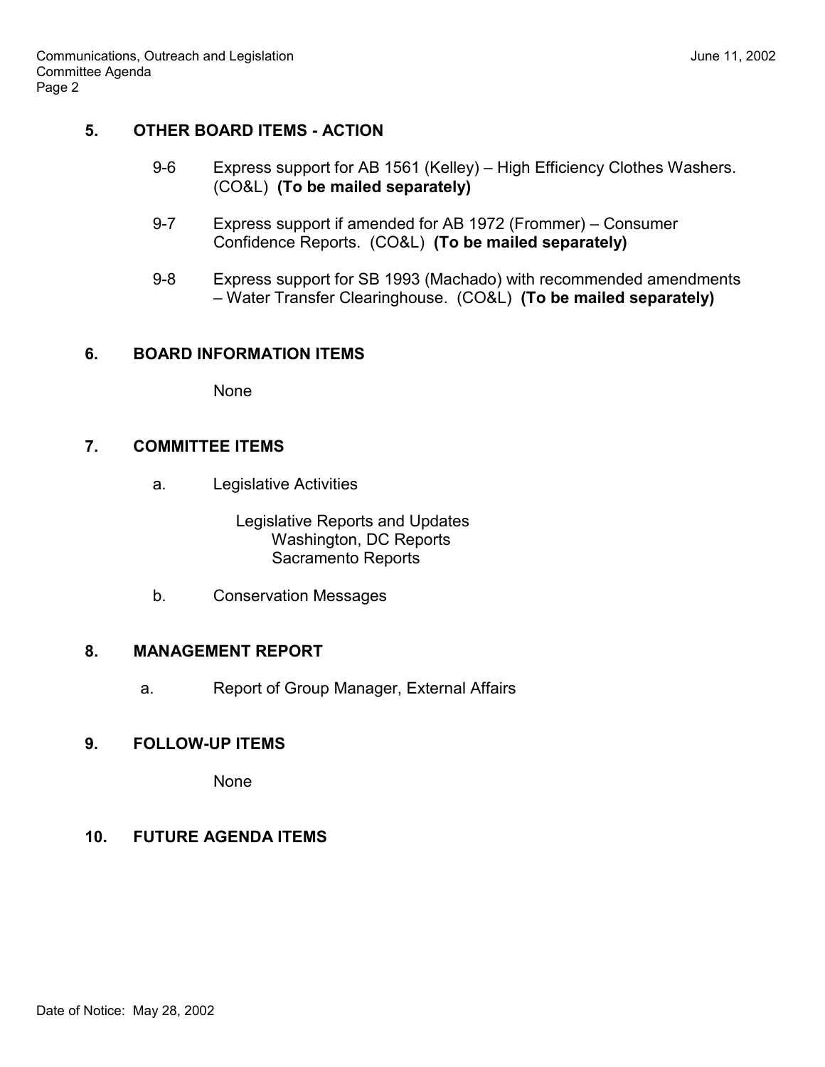## 5. OTHER BOARD ITEMS - ACTION

9-6 Express support for AB 1561 (Kelley) – High Efficiency Clothes Washers. (CO&L) **(To be mailed separately)**

9-7 Express support if amended for AB 1972 (Frommer) – Consumer Confidence Reports. (CO&L) **(To be mailed separately)**

9-8 Express support for SB 1993 (Machado) with recommended amendments – Water Transfer Clearinghouse. (CO&L) **(To be mailed separately)**

## 6. BOARD INFORMATION ITEMS

None

## 7. COMMITTEE ITEMS

a. Legislative Activities

Legislative Reports and Updates
- Washington, DC Reports
- Sacramento Reports

b. Conservation Messages

## 8. MANAGEMENT REPORT

a. Report of Group Manager, External Affairs

## 9. FOLLOW-UP ITEMS

None

## 10. FUTURE AGENDA ITEMS

Date of Notice: May 28, 2002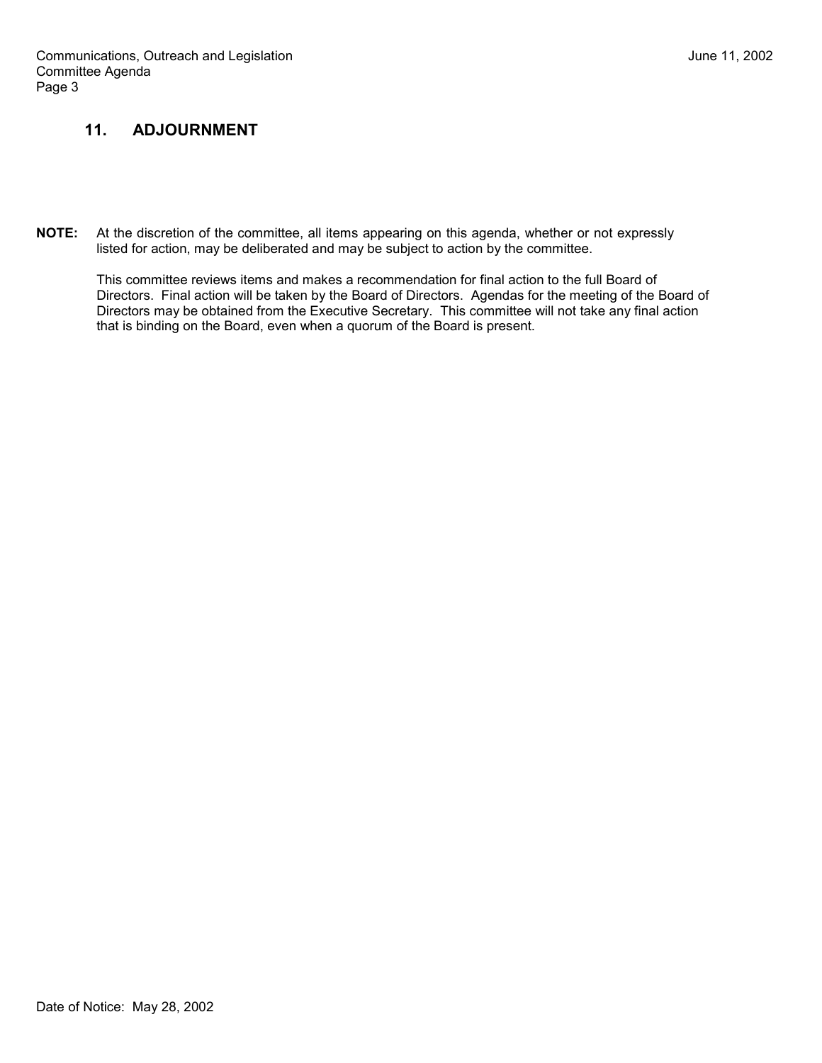## 11. ADJOURNMENT

**NOTE:** At the discretion of the committee, all items appearing on this agenda, whether or not expressly listed for action, may be deliberated and may be subject to action by the committee.

This committee reviews items and makes a recommendation for final action to the full Board of Directors. Final action will be taken by the Board of Directors. Agendas for the meeting of the Board of Directors may be obtained from the Executive Secretary. This committee will not take any final action that is binding on the Board, even when a quorum of the Board is present.

Date of Notice: May 28, 2002